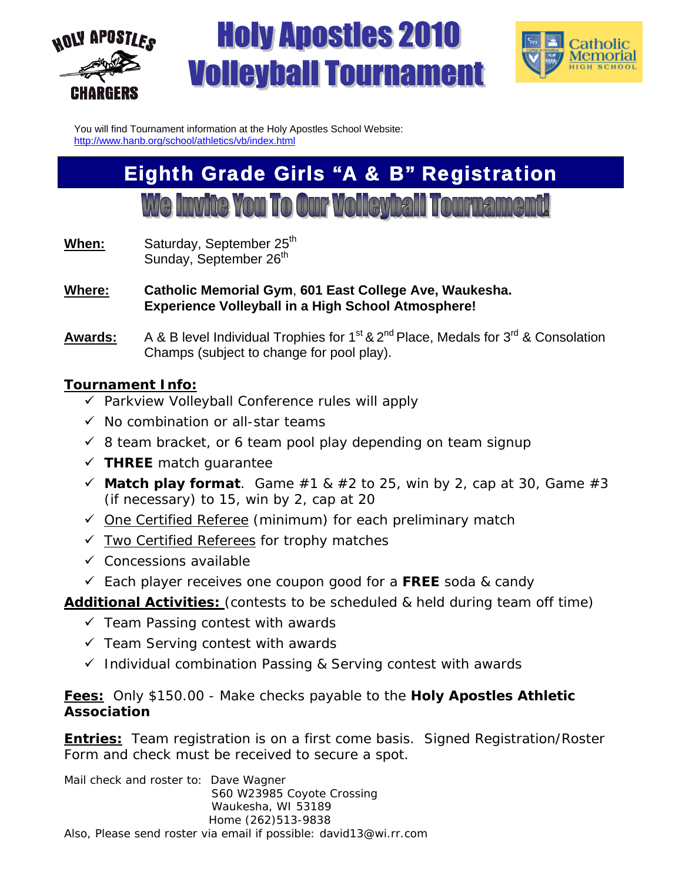HOLY APOSTLES

CHARGERS

# Holy Apostles 2010 Volleyball Tournament

Catholic Memorial HIGH SCHOOL

You will find Tournament information at the Holy Apostles School Website:
http://www.hanb.org/school/athletics/vb/index.html

## Eighth Grade Girls "A & B" Registration

## We Invite You To Our Volleyball Tournament!

**When:** Saturday, September 25th
Sunday, September 26th

**Where:** **Catholic Memorial Gym**, **601 East College Ave, Waukesha.**
**Experience Volleyball in a High School Atmosphere!**

**Awards:** A & B level Individual Trophies for 1st & 2nd Place, Medals for 3rd & Consolation Champs (subject to change for pool play).

**Tournament Info:**

- ✓ Parkview Volleyball Conference rules will apply
- ✓ No combination or all-star teams
- ✓ 8 team bracket, or 6 team pool play depending on team signup
- ✓ **THREE** match guarantee
- ✓ **Match play format**. Game #1 & #2 to 25, win by 2, cap at 30, Game #3 (if necessary) to 15, win by 2, cap at 20
- ✓ One Certified Referee (minimum) for each preliminary match
- ✓ Two Certified Referees for trophy matches
- ✓ Concessions available
- ✓ Each player receives one coupon good for a **FREE** soda & candy

**Additional Activities:** (contests to be scheduled & held during team off time)

- ✓ Team Passing contest with awards
- ✓ Team Serving contest with awards
- ✓ Individual combination Passing & Serving contest with awards

**Fees:** Only $150.00 - Make checks payable to the **Holy Apostles Athletic Association**

**Entries:** Team registration is on a first come basis. Signed Registration/Roster Form and check must be received to secure a spot.

Mail check and roster to: Dave Wagner
S60 W23985 Coyote Crossing
Waukesha, WI 53189
Home (262)513-9838

Also, Please send roster via email if possible: david13@wi.rr.com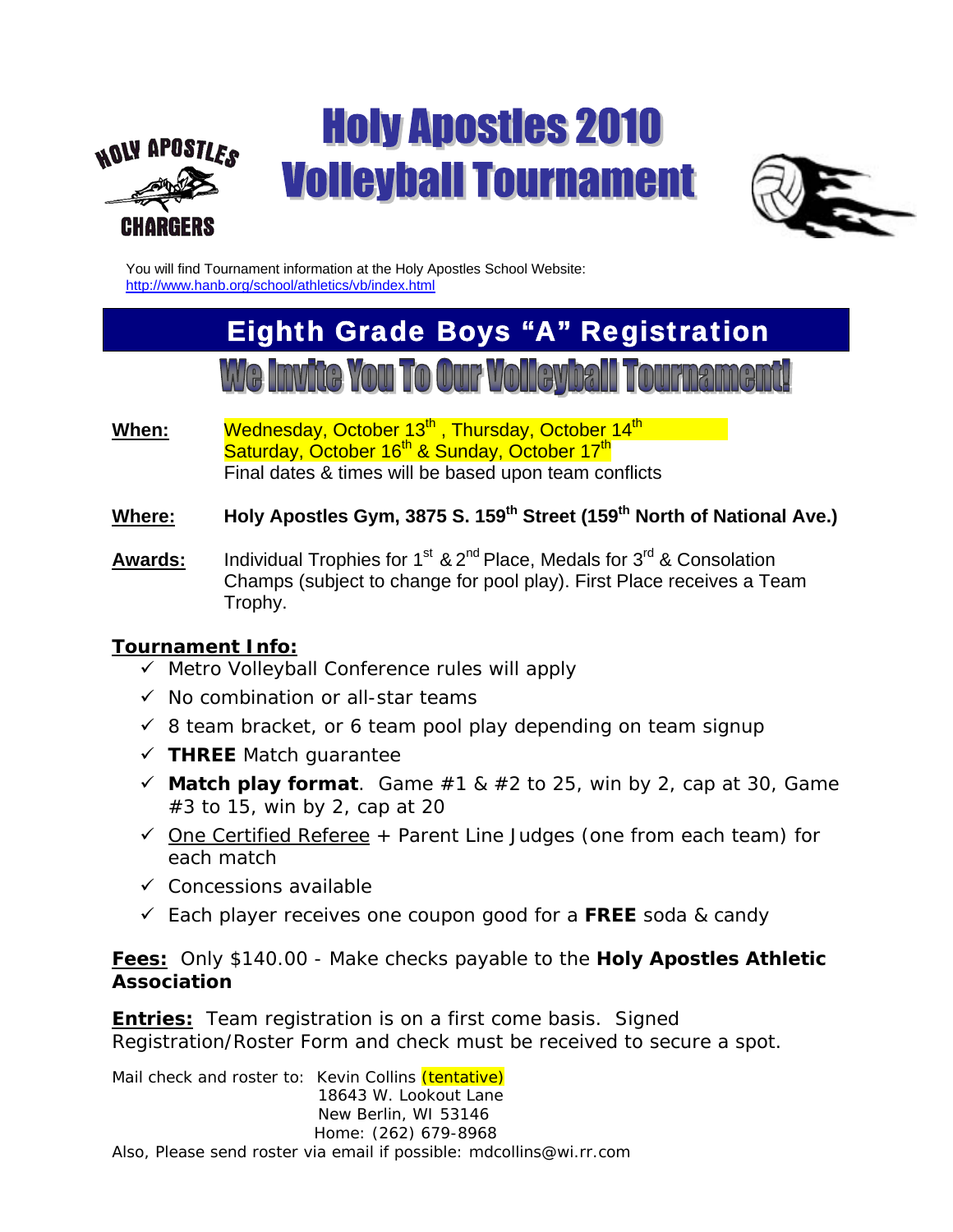# Holy Apostles 2010 Volleyball Tournament

You will find Tournament information at the Holy Apostles School Website:
http://www.hanb.org/school/athletics/vb/index.html

## Eighth Grade Boys "A" Registration

## We Invite You To Our Volleyball Tournament!

**When:** Wednesday, October 13th, Thursday, October 14th
Saturday, October 16th & Sunday, October 17th
Final dates & times will be based upon team conflicts

**Where:** **Holy Apostles Gym, 3875 S. 159th Street (159th North of National Ave.)**

**Awards:** Individual Trophies for 1st & 2nd Place, Medals for 3rd & Consolation Champs (subject to change for pool play). First Place receives a Team Trophy.

**Tournament Info:**

- ✓ Metro Volleyball Conference rules will apply
- ✓ No combination or all-star teams
- ✓ 8 team bracket, or 6 team pool play depending on team signup
- ✓ **THREE** Match guarantee
- ✓ **Match play format**. Game #1 & #2 to 25, win by 2, cap at 30, Game #3 to 15, win by 2, cap at 20
- ✓ One Certified Referee + Parent Line Judges (one from each team) for each match
- ✓ Concessions available
- ✓ Each player receives one coupon good for a **FREE** soda & candy

**Fees:** Only $140.00 - Make checks payable to the **Holy Apostles Athletic Association**

**Entries:** Team registration is on a first come basis. Signed Registration/Roster Form and check must be received to secure a spot.

Mail check and roster to: Kevin Collins (tentative)
18643 W. Lookout Lane
New Berlin, WI 53146
Home: (262) 679-8968

Also, Please send roster via email if possible: mdcollins@wi.rr.com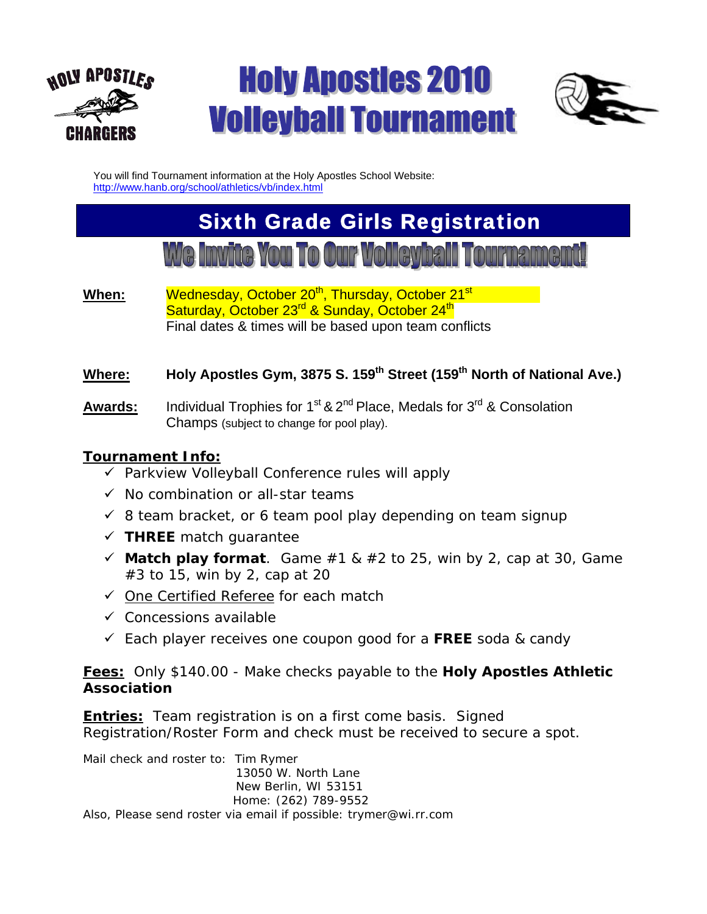# Holy Apostles 2010 Volleyball Tournament

You will find Tournament information at the Holy Apostles School Website:
[http://www.hanb.org/school/athletics/vb/index.html](http://www.hanb.org/school/athletics/vb/index.html)

## Sixth Grade Girls Registration

## We Invite You To Our Volleyball Tournament!

**When:** Wednesday, October 20th, Thursday, October 21st
Saturday, October 23rd & Sunday, October 24th
Final dates & times will be based upon team conflicts

**Where:** **Holy Apostles Gym, 3875 S. 159th Street (159th North of National Ave.)**

**Awards:** Individual Trophies for 1st & 2nd Place, Medals for 3rd & Consolation Champs (subject to change for pool play).

**Tournament Info:**

- ✓ Parkview Volleyball Conference rules will apply
- ✓ No combination or all-star teams
- ✓ 8 team bracket, or 6 team pool play depending on team signup
- ✓ **THREE** match guarantee
- ✓ **Match play format**. Game #1 & #2 to 25, win by 2, cap at 30, Game #3 to 15, win by 2, cap at 20
- ✓ One Certified Referee for each match
- ✓ Concessions available
- ✓ Each player receives one coupon good for a **FREE** soda & candy

**Fees:** Only $140.00 - Make checks payable to the **Holy Apostles Athletic Association**

**Entries:** Team registration is on a first come basis. Signed Registration/Roster Form and check must be received to secure a spot.

Mail check and roster to: Tim Rymer
13050 W. North Lane
New Berlin, WI 53151
Home: (262) 789-9552

Also, Please send roster via email if possible: trymer@wi.rr.com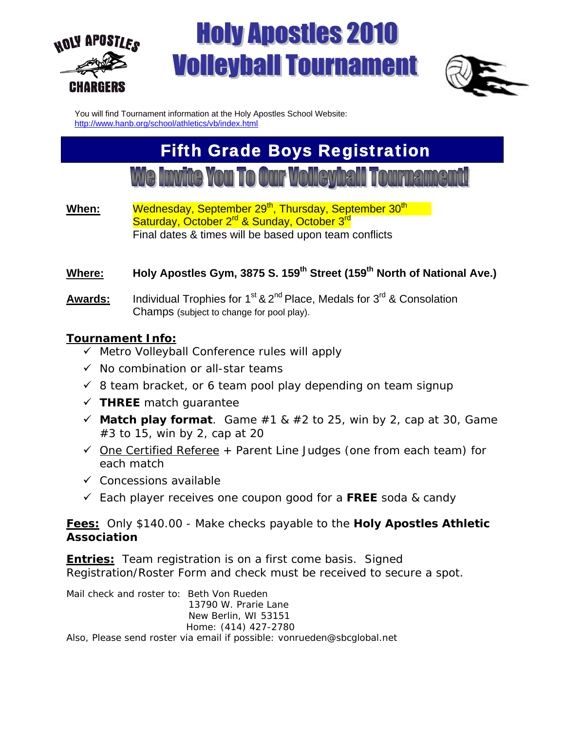HOLY APOSTLES CHARGERS

# Holy Apostles 2010 Volleyball Tournament

You will find Tournament information at the Holy Apostles School Website: http://www.hanb.org/school/athletics/vb/index.html

## Fifth Grade Boys Registration

## We Invite You To Our Volleyball Tournament!

**When:** Wednesday, September 29th, Thursday, September 30th Saturday, October 2nd & Sunday, October 3rd
Final dates & times will be based upon team conflicts

**Where:** **Holy Apostles Gym, 3875 S. 159th Street (159th North of National Ave.)**

**Awards:** Individual Trophies for 1st & 2nd Place, Medals for 3rd & Consolation Champs (subject to change for pool play).

**Tournament Info:**

- ✓ Metro Volleyball Conference rules will apply
- ✓ No combination or all-star teams
- ✓ 8 team bracket, or 6 team pool play depending on team signup
- ✓ **THREE** match guarantee
- ✓ **Match play format**. Game #1 & #2 to 25, win by 2, cap at 30, Game #3 to 15, win by 2, cap at 20
- ✓ One Certified Referee + Parent Line Judges (one from each team) for each match
- ✓ Concessions available
- ✓ Each player receives one coupon good for a **FREE** soda & candy

**Fees:** Only $140.00 - Make checks payable to the **Holy Apostles Athletic Association**

**Entries:** Team registration is on a first come basis. Signed Registration/Roster Form and check must be received to secure a spot.

Mail check and roster to: Beth Von Rueden
13790 W. Prarie Lane
New Berlin, WI 53151
Home: (414) 427-2780

Also, Please send roster via email if possible: vonrueden@sbcglobal.net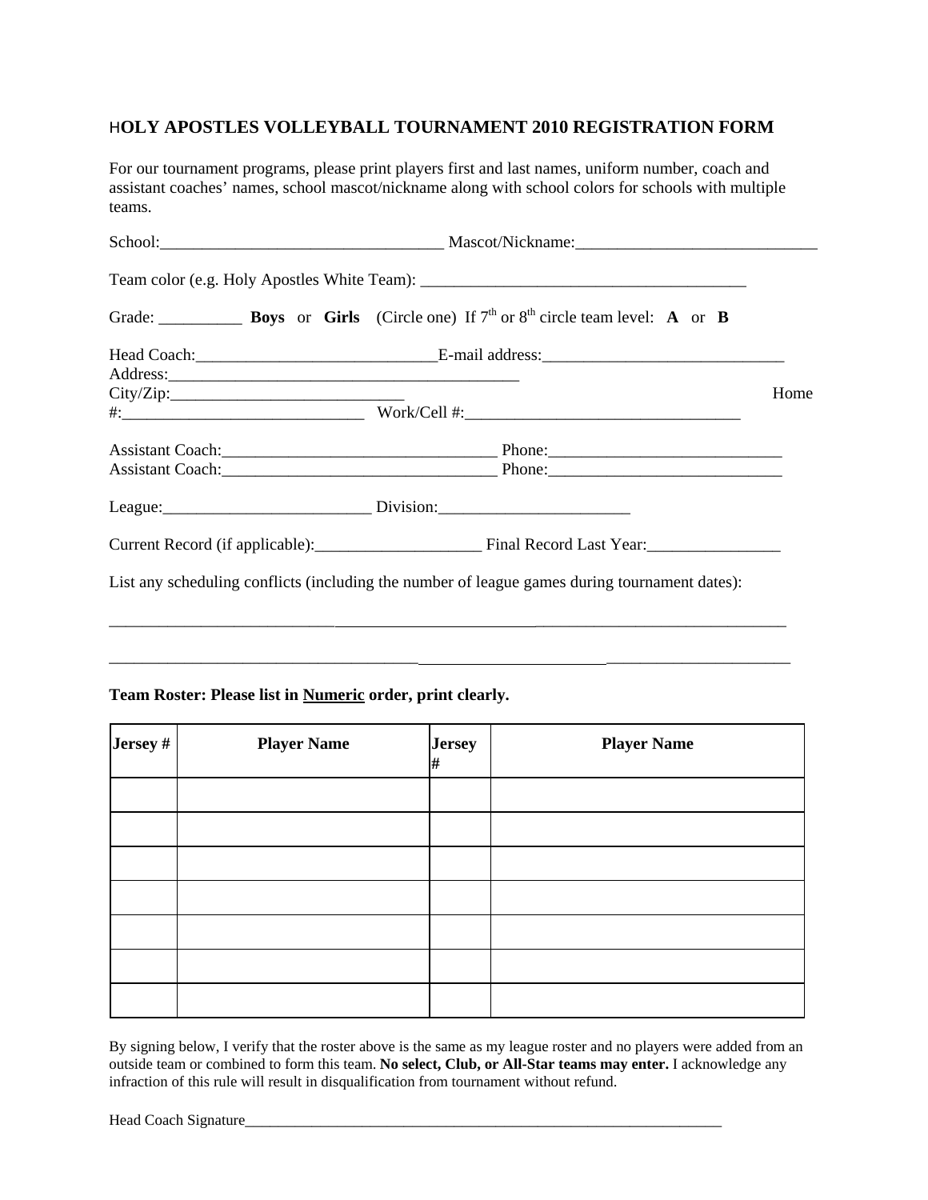## HOLY APOSTLES VOLLEYBALL TOURNAMENT 2010 REGISTRATION FORM

For our tournament programs, please print players first and last names, uniform number, coach and assistant coaches' names, school mascot/nickname along with school colors for schools with multiple teams.

School:__________________________________ Mascot/Nickname:_____________________________

Team color (e.g. Holy Apostles White Team): _______________________________________

Grade: __________ **Boys** or **Girls** (Circle one) If 7th or 8th circle team level: **A** or **B**

Head Coach:_____________________________E-mail address:_____________________________
Address:___________________________________________
City/Zip:____________________________ Home #:_____________________________ Work/Cell #:_________________________________

Assistant Coach:_________________________________ Phone:____________________________
Assistant Coach:_________________________________ Phone:____________________________

League:_________________________ Division:_______________________

Current Record (if applicable):____________________ Final Record Last Year:________________

List any scheduling conflicts (including the number of league games during tournament dates):

______________________________________________________________________________

______________________________________________________________________________

**Team Roster: Please list in Numeric order, print clearly.**

| Jersey # | Player Name | Jersey # | Player Name |
|---|---|---|---|
| | | | |
| | | | |
| | | | |
| | | | |
| | | | |
| | | | |
| | | | |

By signing below, I verify that the roster above is the same as my league roster and no players were added from an outside team or combined to form this team. **No select, Club, or All-Star teams may enter.** I acknowledge any infraction of this rule will result in disqualification from tournament without refund.

Head Coach Signature_______________________________________________________________